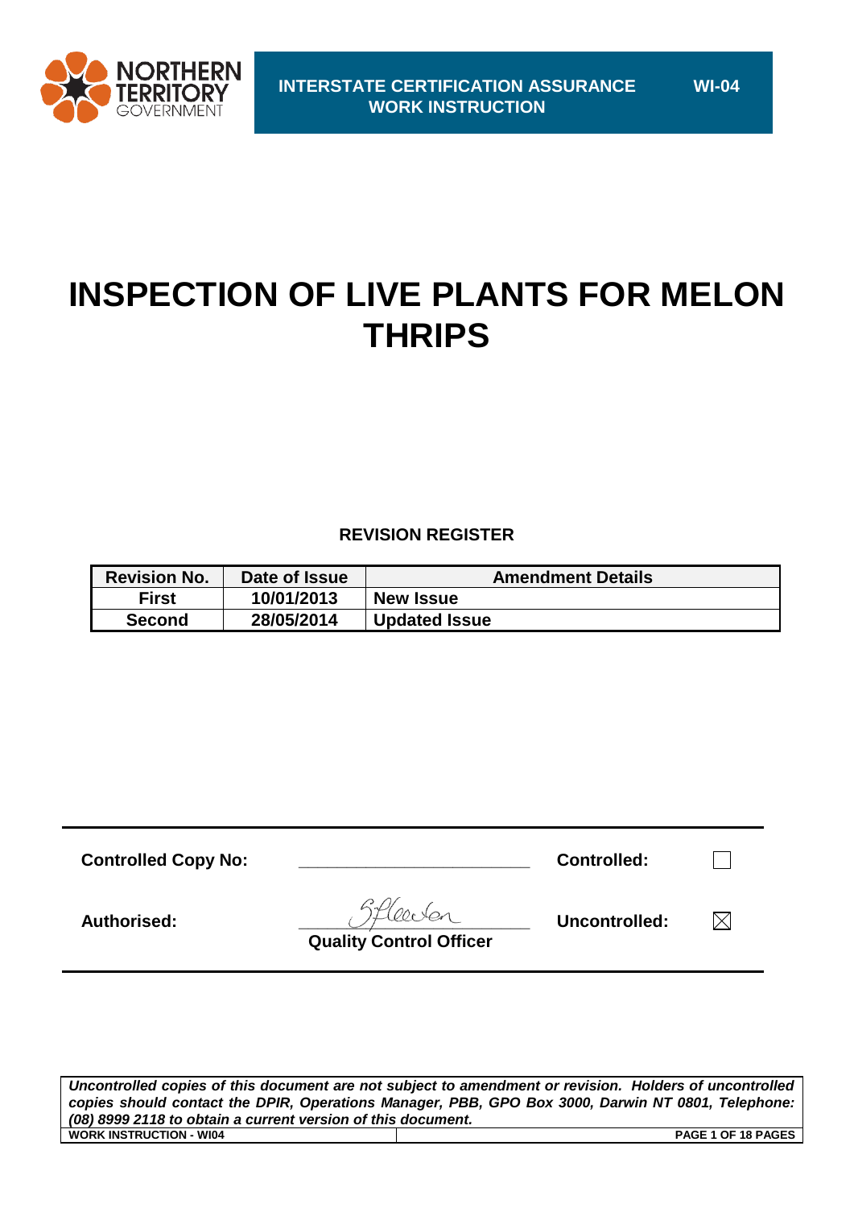**INTERSTATE CERTIFICATION ASSURANCE WORK INSTRUCTION** — **WI-04**

# INSPECTION OF LIVE PLANTS FOR MELON THRIPS

**REVISION REGISTER**

| Revision No. | Date of Issue | Amendment Details |
|---|---|---|
| First | 10/01/2013 | New Issue |
| Second | 28/05/2014 | Updated Issue |

| | | | |
|---|---|---|---|
| **Controlled Copy No:** | ______________________ | **Controlled:** | ☐ |
| **Authorised:** | *(signature)* **Quality Control Officer** | **Uncontrolled:** | ☒ |

***Uncontrolled copies of this document are not subject to amendment or revision. Holders of uncontrolled copies should contact the DPIR, Operations Manager, PBB, GPO Box 3000, Darwin NT 0801, Telephone: (08) 8999 2118 to obtain a current version of this document.***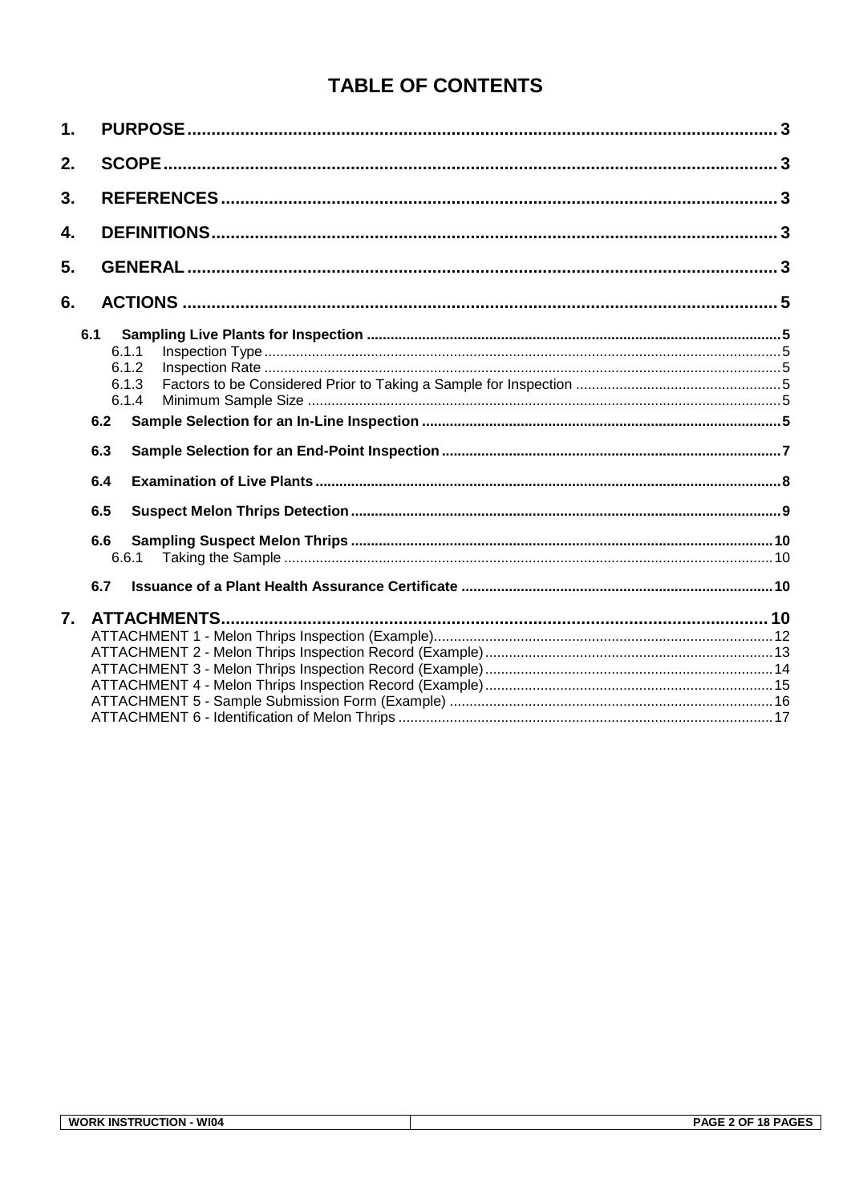# TABLE OF CONTENTS

1. PURPOSE ........ 3
2. SCOPE ........ 3
3. REFERENCES ........ 3
4. DEFINITIONS ........ 3
5. GENERAL ........ 3
6. ACTIONS ........ 5
   - 6.1 Sampling Live Plants for Inspection ........ 5
     - 6.1.1 Inspection Type ........ 5
     - 6.1.2 Inspection Rate ........ 5
     - 6.1.3 Factors to be Considered Prior to Taking a Sample for Inspection ........ 5
     - 6.1.4 Minimum Sample Size ........ 5
   - 6.2 Sample Selection for an In-Line Inspection ........ 5
   - 6.3 Sample Selection for an End-Point Inspection ........ 7
   - 6.4 Examination of Live Plants ........ 8
   - 6.5 Suspect Melon Thrips Detection ........ 9
   - 6.6 Sampling Suspect Melon Thrips ........ 10
     - 6.6.1 Taking the Sample ........ 10
   - 6.7 Issuance of a Plant Health Assurance Certificate ........ 10
7. ATTACHMENTS ........ 10
   - ATTACHMENT 1 - Melon Thrips Inspection (Example) ........ 12
   - ATTACHMENT 2 - Melon Thrips Inspection Record (Example) ........ 13
   - ATTACHMENT 3 - Melon Thrips Inspection Record (Example) ........ 14
   - ATTACHMENT 4 - Melon Thrips Inspection Record (Example) ........ 15
   - ATTACHMENT 5 - Sample Submission Form (Example) ........ 16
   - ATTACHMENT 6 - Identification of Melon Thrips ........ 17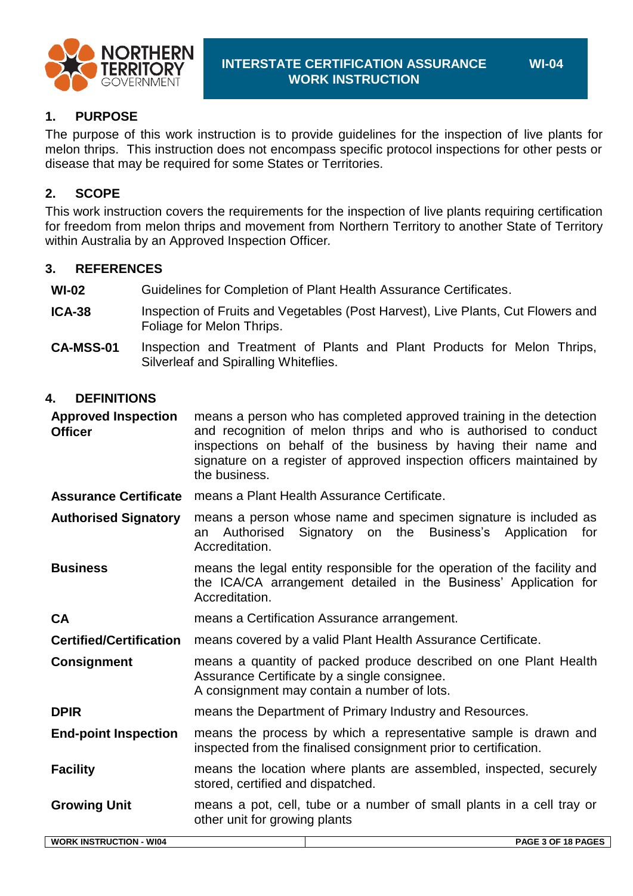## 1. PURPOSE

The purpose of this work instruction is to provide guidelines for the inspection of live plants for melon thrips. This instruction does not encompass specific protocol inspections for other pests or disease that may be required for some States or Territories.

## 2. SCOPE

This work instruction covers the requirements for the inspection of live plants requiring certification for freedom from melon thrips and movement from Northern Territory to another State of Territory within Australia by an Approved Inspection Officer.

## 3. REFERENCES

| | |
|---|---|
| **WI-02** | Guidelines for Completion of Plant Health Assurance Certificates. |
| **ICA-38** | Inspection of Fruits and Vegetables (Post Harvest), Live Plants, Cut Flowers and Foliage for Melon Thrips. |
| **CA-MSS-01** | Inspection and Treatment of Plants and Plant Products for Melon Thrips, Silverleaf and Spiralling Whiteflies. |

## 4. DEFINITIONS

| | |
|---|---|
| **Approved Inspection Officer** | means a person who has completed approved training in the detection and recognition of melon thrips and who is authorised to conduct inspections on behalf of the business by having their name and signature on a register of approved inspection officers maintained by the business. |
| **Assurance Certificate** | means a Plant Health Assurance Certificate. |
| **Authorised Signatory** | means a person whose name and specimen signature is included as an Authorised Signatory on the Business's Application for Accreditation. |
| **Business** | means the legal entity responsible for the operation of the facility and the ICA/CA arrangement detailed in the Business' Application for Accreditation. |
| **CA** | means a Certification Assurance arrangement. |
| **Certified/Certification** | means covered by a valid Plant Health Assurance Certificate. |
| **Consignment** | means a quantity of packed produce described on one Plant Health Assurance Certificate by a single consignee. A consignment may contain a number of lots. |
| **DPIR** | means the Department of Primary Industry and Resources. |
| **End-point Inspection** | means the process by which a representative sample is drawn and inspected from the finalised consignment prior to certification. |
| **Facility** | means the location where plants are assembled, inspected, securely stored, certified and dispatched. |
| **Growing Unit** | means a pot, cell, tube or a number of small plants in a cell tray or other unit for growing plants |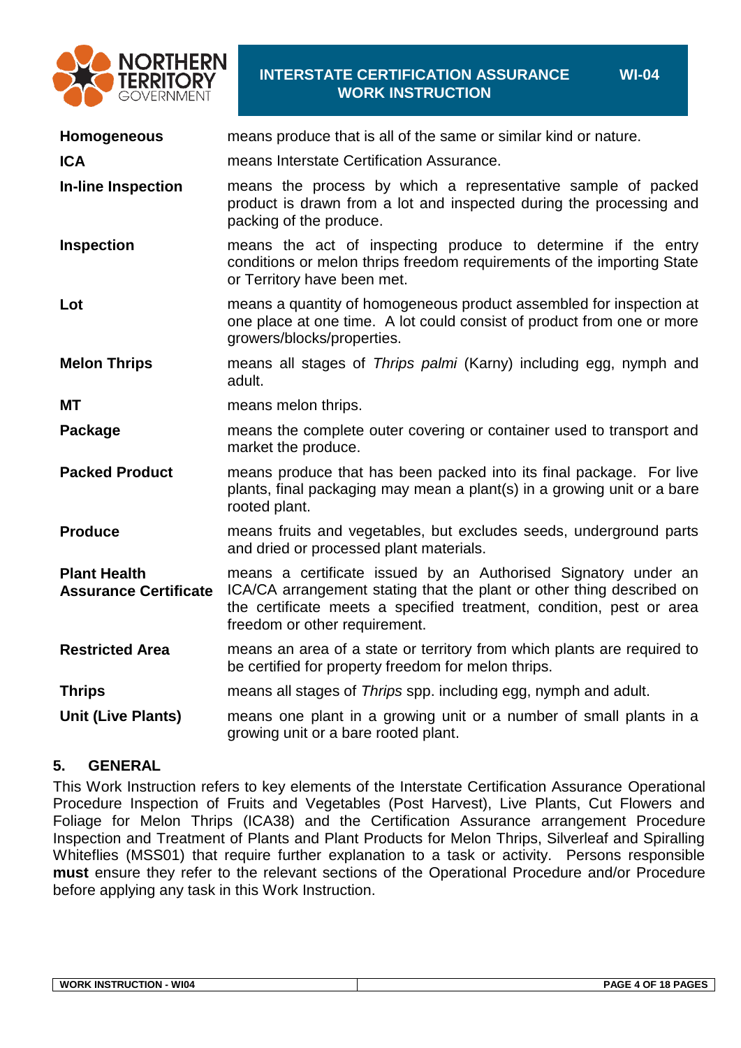| | |
|---|---|
| **Homogeneous** | means produce that is all of the same or similar kind or nature. |
| **ICA** | means Interstate Certification Assurance. |
| **In-line Inspection** | means the process by which a representative sample of packed product is drawn from a lot and inspected during the processing and packing of the produce. |
| **Inspection** | means the act of inspecting produce to determine if the entry conditions or melon thrips freedom requirements of the importing State or Territory have been met. |
| **Lot** | means a quantity of homogeneous product assembled for inspection at one place at one time. A lot could consist of product from one or more growers/blocks/properties. |
| **Melon Thrips** | means all stages of *Thrips palmi* (Karny) including egg, nymph and adult. |
| **MT** | means melon thrips. |
| **Package** | means the complete outer covering or container used to transport and market the produce. |
| **Packed Product** | means produce that has been packed into its final package. For live plants, final packaging may mean a plant(s) in a growing unit or a bare rooted plant. |
| **Produce** | means fruits and vegetables, but excludes seeds, underground parts and dried or processed plant materials. |
| **Plant Health Assurance Certificate** | means a certificate issued by an Authorised Signatory under an ICA/CA arrangement stating that the plant or other thing described on the certificate meets a specified treatment, condition, pest or area freedom or other requirement. |
| **Restricted Area** | means an area of a state or territory from which plants are required to be certified for property freedom for melon thrips. |
| **Thrips** | means all stages of *Thrips* spp. including egg, nymph and adult. |
| **Unit (Live Plants)** | means one plant in a growing unit or a number of small plants in a growing unit or a bare rooted plant. |

## 5. GENERAL

This Work Instruction refers to key elements of the Interstate Certification Assurance Operational Procedure Inspection of Fruits and Vegetables (Post Harvest), Live Plants, Cut Flowers and Foliage for Melon Thrips (ICA38) and the Certification Assurance arrangement Procedure Inspection and Treatment of Plants and Plant Products for Melon Thrips, Silverleaf and Spiralling Whiteflies (MSS01) that require further explanation to a task or activity. Persons responsible **must** ensure they refer to the relevant sections of the Operational Procedure and/or Procedure before applying any task in this Work Instruction.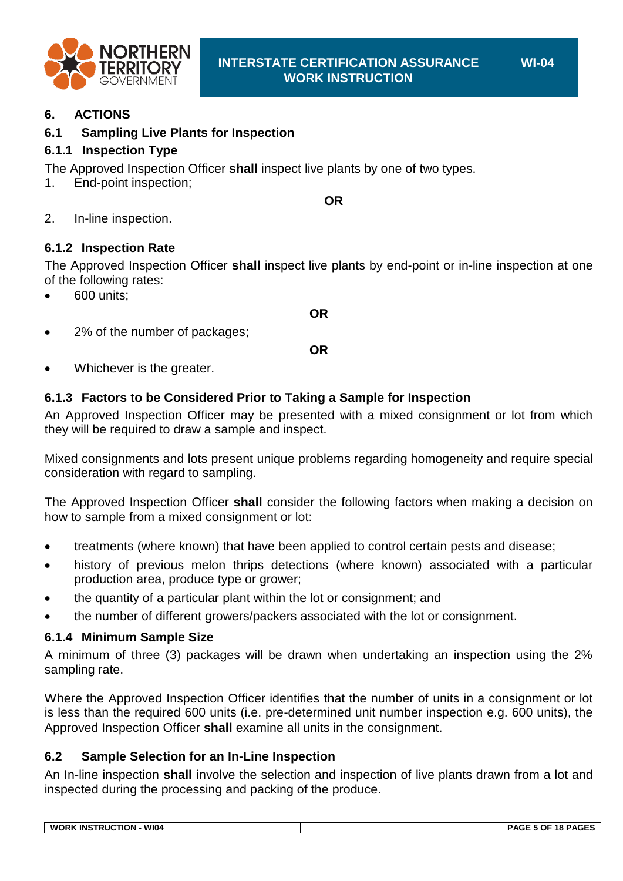## 6. ACTIONS

### 6.1 Sampling Live Plants for Inspection

#### 6.1.1 Inspection Type

The Approved Inspection Officer **shall** inspect live plants by one of two types.

1. End-point inspection;

**OR**

2. In-line inspection.

#### 6.1.2 Inspection Rate

The Approved Inspection Officer **shall** inspect live plants by end-point or in-line inspection at one of the following rates:

- 600 units;

**OR**

- 2% of the number of packages;

**OR**

- Whichever is the greater.

#### 6.1.3 Factors to be Considered Prior to Taking a Sample for Inspection

An Approved Inspection Officer may be presented with a mixed consignment or lot from which they will be required to draw a sample and inspect.

Mixed consignments and lots present unique problems regarding homogeneity and require special consideration with regard to sampling.

The Approved Inspection Officer **shall** consider the following factors when making a decision on how to sample from a mixed consignment or lot:

- treatments (where known) that have been applied to control certain pests and disease;
- history of previous melon thrips detections (where known) associated with a particular production area, produce type or grower;
- the quantity of a particular plant within the lot or consignment; and
- the number of different growers/packers associated with the lot or consignment.

#### 6.1.4 Minimum Sample Size

A minimum of three (3) packages will be drawn when undertaking an inspection using the 2% sampling rate.

Where the Approved Inspection Officer identifies that the number of units in a consignment or lot is less than the required 600 units (i.e. pre-determined unit number inspection e.g. 600 units), the Approved Inspection Officer **shall** examine all units in the consignment.

### 6.2 Sample Selection for an In-Line Inspection

An In-line inspection **shall** involve the selection and inspection of live plants drawn from a lot and inspected during the processing and packing of the produce.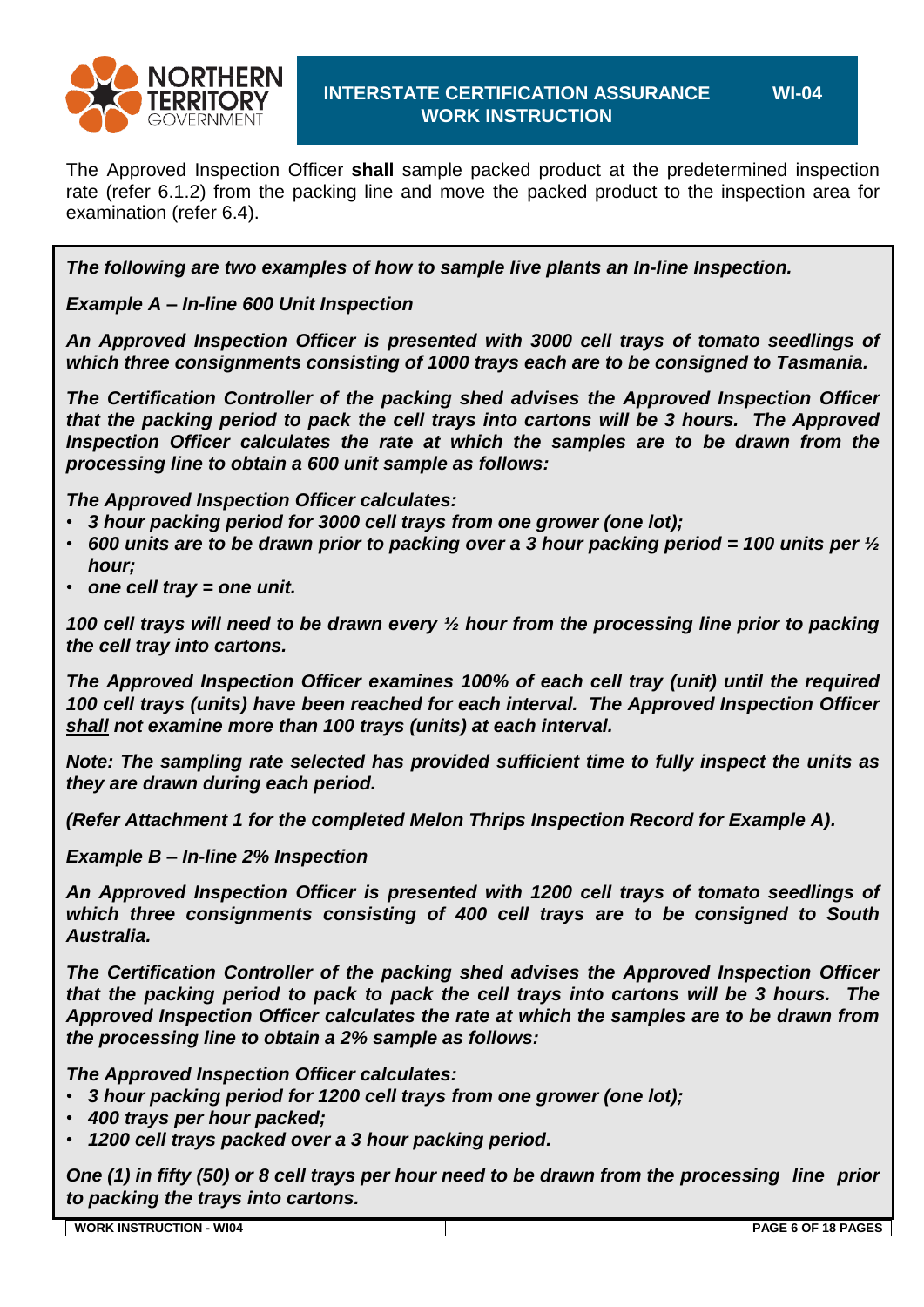The Approved Inspection Officer **shall** sample packed product at the predetermined inspection rate (refer 6.1.2) from the packing line and move the packed product to the inspection area for examination (refer 6.4).

***The following are two examples of how to sample live plants an In-line Inspection.***

***Example A – In-line 600 Unit Inspection***

***An Approved Inspection Officer is presented with 3000 cell trays of tomato seedlings of which three consignments consisting of 1000 trays each are to be consigned to Tasmania.***

***The Certification Controller of the packing shed advises the Approved Inspection Officer that the packing period to pack the cell trays into cartons will be 3 hours. The Approved Inspection Officer calculates the rate at which the samples are to be drawn the processing line to obtain a 600 unit sample as follows:***

***The Approved Inspection Officer calculates:***

- ***3 hour packing period for 3000 cell trays from one grower (one lot);***
- ***600 units are to be drawn prior to packing over a 3 hour packing period = 100 units per ½ hour;***
- ***one cell tray = one unit.***

***100 cell trays will need to be drawn every ½ hour from the processing line prior to packing the cell tray into cartons.***

***The Approved Inspection Officer examines 100% of each cell tray (unit) until the required 100 cell trays (units) have been reached for each interval. The Approved Inspection Officer <u>shall</u> not examine more than 100 trays (units) at each interval.***

***Note: The sampling rate selected has provided sufficient time to fully inspect the units as they are drawn during each period.***

***(Refer Attachment 1 for the completed Melon Thrips Inspection Record for Example A).***

***Example B – In-line 2% Inspection***

***An Approved Inspection Officer is presented with 1200 cell trays of tomato seedlings of which three consignments consisting of 400 cell trays are to be consigned to South Australia.***

***The Certification Controller of the packing shed advises the Approved Inspection Officer that the packing period to pack to pack the cell trays into cartons will be 3 hours. The Approved Inspection Officer calculates the rate at which the samples are to be drawn from the processing line to obtain a 2% sample as follows:***

***The Approved Inspection Officer calculates:***

- ***3 hour packing period for 1200 cell trays from one grower (one lot);***
- ***400 trays per hour packed;***
- ***1200 cell trays packed over a 3 hour packing period.***

***One (1) in fifty (50) or 8 cell trays per hour need to be drawn from the processing line prior to packing the trays into cartons.***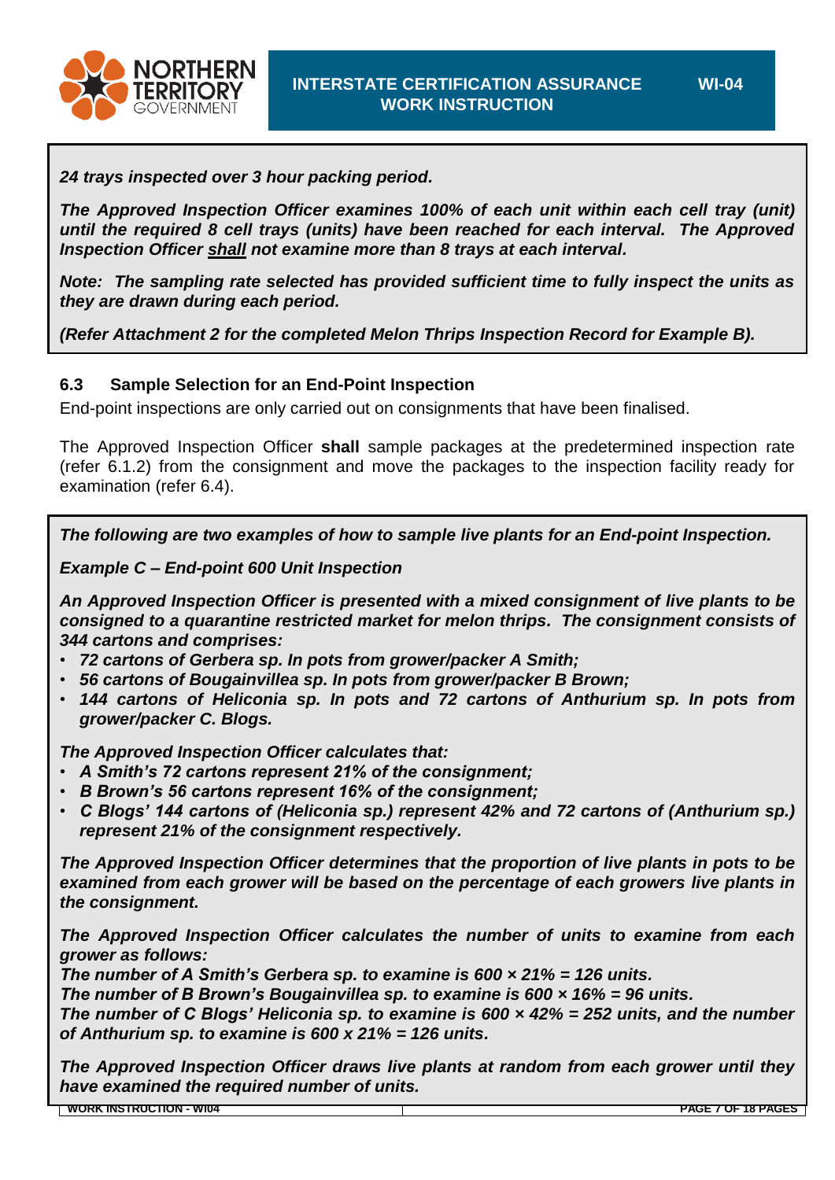***24 trays inspected over 3 hour packing period.***

***The Approved Inspection Officer examines 100% of each unit within each cell tray (unit) until the required 8 cell trays (units) have been reached for each interval. The Approved Inspection Officer <u>shall</u> not examine more than 8 trays at each interval.***

***Note: The sampling rate selected has provided sufficient time to fully inspect the units as they are drawn during each period.***

***(Refer Attachment 2 for the completed Melon Thrips Inspection Record for Example B).***

### 6.3 Sample Selection for an End-Point Inspection

End-point inspections are only carried out on consignments that have been finalised.

The Approved Inspection Officer **shall** sample packages at the predetermined inspection rate (refer 6.1.2) from the consignment and move the packages to the inspection facility ready for examination (refer 6.4).

***The following are two examples of how to sample live plants for an End-point Inspection.***

***Example C – End-point 600 Unit Inspection***

***An Approved Inspection Officer is presented with a mixed consignment of live plants to be consigned to a quarantine restricted market for melon thrips. The consignment consists of 344 cartons and comprises:***

- ***72 cartons of Gerbera sp. In pots from grower/packer A Smith;***
- ***56 cartons of Bougainvillea sp. In pots from grower/packer B Brown;***
- ***144 cartons of Heliconia sp. In pots and 72 cartons of Anthurium sp. In pots from grower/packer C. Blogs.***

***The Approved Inspection Officer calculates that:***

- ***A Smith's 72 cartons represent 21% of the consignment;***
- ***B Brown's 56 cartons represent 16% of the consignment;***
- ***C Blogs' 144 cartons of (Heliconia sp.) represent 42% and 72 cartons of (Anthurium sp.) represent 21% of the consignment respectively.***

***The Approved Inspection Officer determines that the proportion of live plants in pots to be examined from each grower will be based on the percentage of each growers live plants in the consignment.***

***The Approved Inspection Officer calculates the number of units to examine from each grower as follows:***
***The number of A Smith's Gerbera sp. to examine is 600 × 21% = 126 units.***
***The number of B Brown's Bougainvillea sp. to examine is 600 × 16% = 96 units.***
***The number of C Blogs' Heliconia sp. to examine is 600 × 42% = 252 units, and the number of Anthurium sp. to examine is 600 x 21% = 126 units.***

***The Approved Inspection Officer draws live plants at random from each grower until they have examined the required number of units.***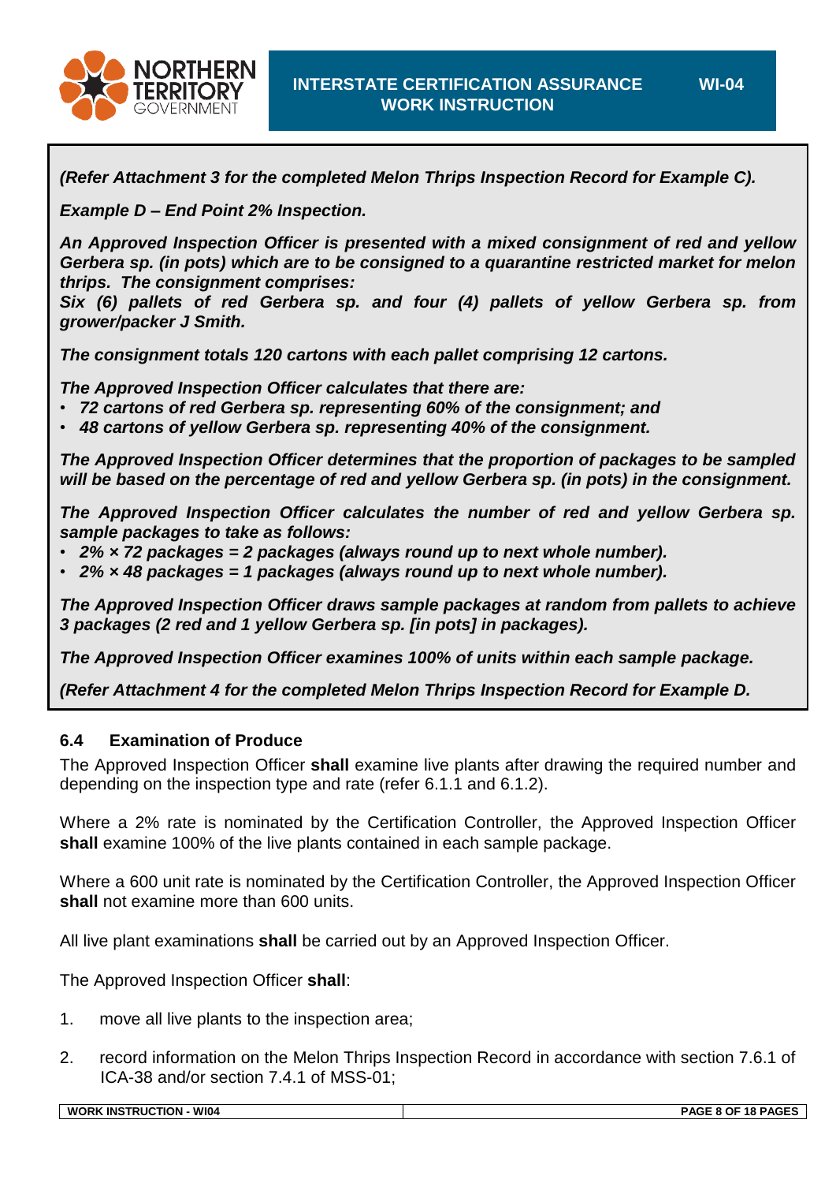***(Refer Attachment 3 for the completed Melon Thrips Inspection Record for Example C).***

***Example D – End Point 2% Inspection.***

***An Approved Inspection Officer is presented with a mixed consignment of red and yellow Gerbera sp. (in pots) which are to be consigned to a quarantine restricted market for melon thrips. The consignment comprises:***
***Six (6) pallets of red Gerbera sp. and four (4) pallets of yellow Gerbera sp. from grower/packer J Smith.***

***The consignment totals 120 cartons with each pallet comprising 12 cartons.***

***The Approved Inspection Officer calculates that there are:***

- ***72 cartons of red Gerbera sp. representing 60% of the consignment; and***
- ***48 cartons of yellow Gerbera sp. representing 40% of the consignment.***

***The Approved Inspection Officer determines that the proportion of packages to be sampled will be based on the percentage of red and yellow Gerbera sp. (in pots) in the consignment.***

***The Approved Inspection Officer calculates the number of red and yellow Gerbera sp. sample packages to take as follows:***

- ***2% × 72 packages = 2 packages (always round up to next whole number).***
- ***2% × 48 packages = 1 packages (always round up to next whole number).***

***The Approved Inspection Officer draws sample packages at random from pallets to achieve 3 packages (2 red and 1 yellow Gerbera sp. [in pots] in packages).***

***The Approved Inspection Officer examines 100% of units within each sample package.***

***(Refer Attachment 4 for the completed Melon Thrips Inspection Record for Example D.***

### 6.4 Examination of Produce

The Approved Inspection Officer **shall** examine live plants after drawing the required number and depending on the inspection type and rate (refer 6.1.1 and 6.1.2).

Where a 2% rate is nominated by the Certification Controller, the Approved Inspection Officer **shall** examine 100% of the live plants contained in each sample package.

Where a 600 unit rate is nominated by the Certification Controller, the Approved Inspection Officer **shall** not examine more than 600 units.

All live plant examinations **shall** be carried out by an Approved Inspection Officer.

The Approved Inspection Officer **shall**:

1. move all live plants to the inspection area;
2. record information on the Melon Thrips Inspection Record in accordance with section 7.6.1 of ICA-38 and/or section 7.4.1 of MSS-01;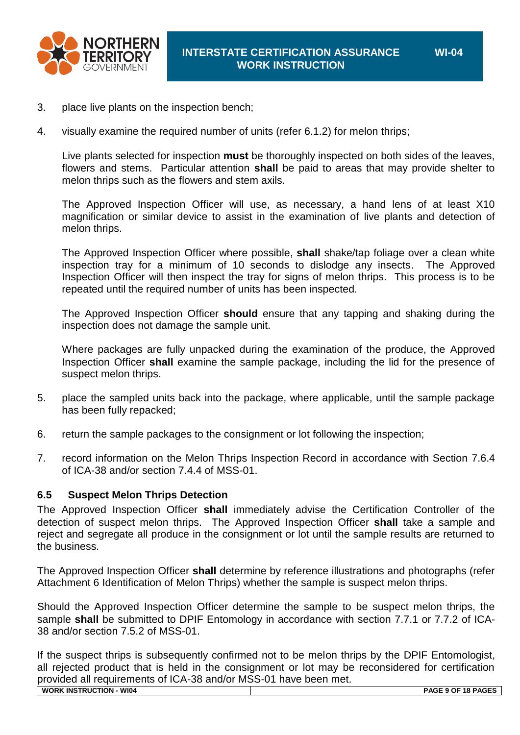3. place live plants on the inspection bench;

4. visually examine the required number of units (refer 6.1.2) for melon thrips;

   Live plants selected for inspection **must** be thoroughly inspected on both sides of the leaves, flowers and stems. Particular attention **shall** be paid to areas that may provide shelter to melon thrips such as the flowers and stem axils.

   The Approved Inspection Officer will use, as necessary, a hand lens of at least X10 magnification or similar device to assist in the examination of live plants and detection of melon thrips.

   The Approved Inspection Officer where possible, **shall** shake/tap foliage over a clean white inspection tray for a minimum of 10 seconds to dislodge any insects. The Approved Inspection Officer will then inspect the tray for signs of melon thrips. This process is to be repeated until the required number of units has been inspected.

   The Approved Inspection Officer **should** ensure that any tapping and shaking during the inspection does not damage the sample unit.

   Where packages are fully unpacked during the examination of the produce, the Approved Inspection Officer **shall** examine the sample package, including the lid for the presence of suspect melon thrips.

5. place the sampled units back into the package, where applicable, until the sample package has been fully repacked;

6. return the sample packages to the consignment or lot following the inspection;

7. record information on the Melon Thrips Inspection Record in accordance with Section 7.6.4 of ICA-38 and/or section 7.4.4 of MSS-01.

### 6.5 Suspect Melon Thrips Detection

The Approved Inspection Officer **shall** immediately advise the Certification Controller of the detection of suspect melon thrips. The Approved Inspection Officer **shall** take a sample and reject and segregate all produce in the consignment or lot until the sample results are returned to the business.

The Approved Inspection Officer **shall** determine by reference illustrations and photographs (refer Attachment 6 Identification of Melon Thrips) whether the sample is suspect melon thrips.

Should the Approved Inspection Officer determine the sample to be suspect melon thrips, the sample **shall** be submitted to DPIF Entomology in accordance with section 7.7.1 or 7.7.2 of ICA-38 and/or section 7.5.2 of MSS-01.

If the suspect thrips is subsequently confirmed not to be melon thrips by the DPIF Entomologist, all rejected product that is held in the consignment or lot may be reconsidered for certification provided all requirements of ICA-38 and/or MSS-01 have been met.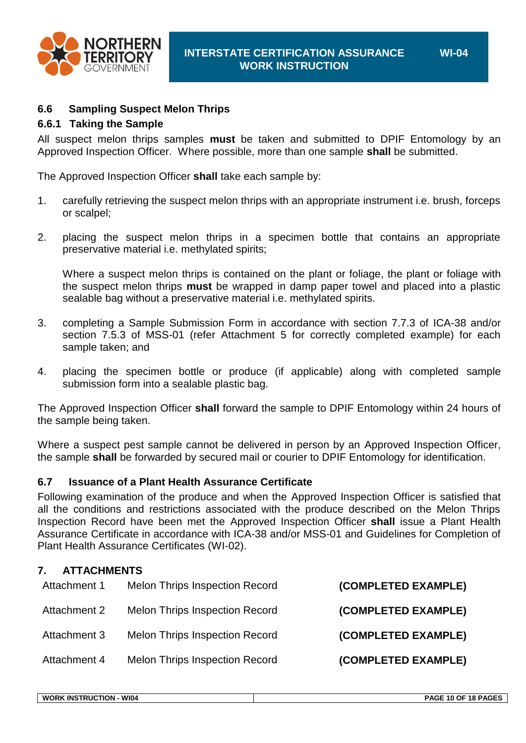### 6.6 Sampling Suspect Melon Thrips

#### 6.6.1 Taking the Sample

All suspect melon thrips samples **must** be taken and submitted to DPIF Entomology by an Approved Inspection Officer. Where possible, more than one sample **shall** be submitted.

The Approved Inspection Officer **shall** take each sample by:

1. carefully retrieving the suspect melon thrips with an appropriate instrument i.e. brush, forceps or scalpel;

2. placing the suspect melon thrips in a specimen bottle that contains an appropriate preservative material i.e. methylated spirits;

   Where a suspect melon thrips is contained on the plant or foliage, the plant or foliage with the suspect melon thrips **must** be wrapped in damp paper towel and placed into a plastic sealable bag without a preservative material i.e. methylated spirits.

3. completing a Sample Submission Form in accordance with section 7.7.3 of ICA-38 and/or section 7.5.3 of MSS-01 (refer Attachment 5 for correctly completed example) for each sample taken; and

4. placing the specimen bottle or produce (if applicable) along with completed sample submission form into a sealable plastic bag.

The Approved Inspection Officer **shall** forward the sample to DPIF Entomology within 24 hours of the sample being taken.

Where a suspect pest sample cannot be delivered in person by an Approved Inspection Officer, the sample **shall** be forwarded by secured mail or courier to DPIF Entomology for identification.

### 6.7 Issuance of a Plant Health Assurance Certificate

Following examination of the produce and when the Approved Inspection Officer is satisfied that all the conditions and restrictions associated with the produce described on the Melon Thrips Inspection Record have been met the Approved Inspection Officer **shall** issue a Plant Health Assurance Certificate in accordance with ICA-38 and/or MSS-01 and Guidelines for Completion of Plant Health Assurance Certificates (WI-02).

## 7. ATTACHMENTS

| | | |
|---|---|---|
| Attachment 1 | Melon Thrips Inspection Record | **(COMPLETED EXAMPLE)** |
| Attachment 2 | Melon Thrips Inspection Record | **(COMPLETED EXAMPLE)** |
| Attachment 3 | Melon Thrips Inspection Record | **(COMPLETED EXAMPLE)** |
| Attachment 4 | Melon Thrips Inspection Record | **(COMPLETED EXAMPLE)** |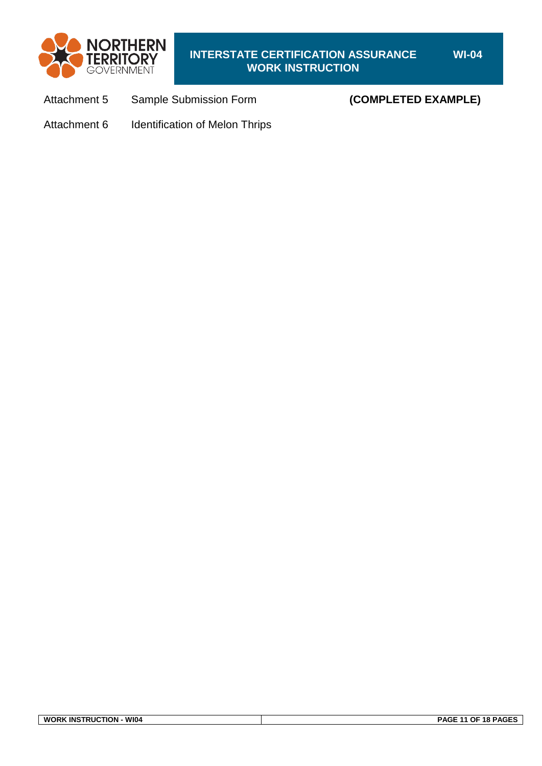Attachment 5 Sample Submission Form **(COMPLETED EXAMPLE)**

Attachment 6 Identification of Melon Thrips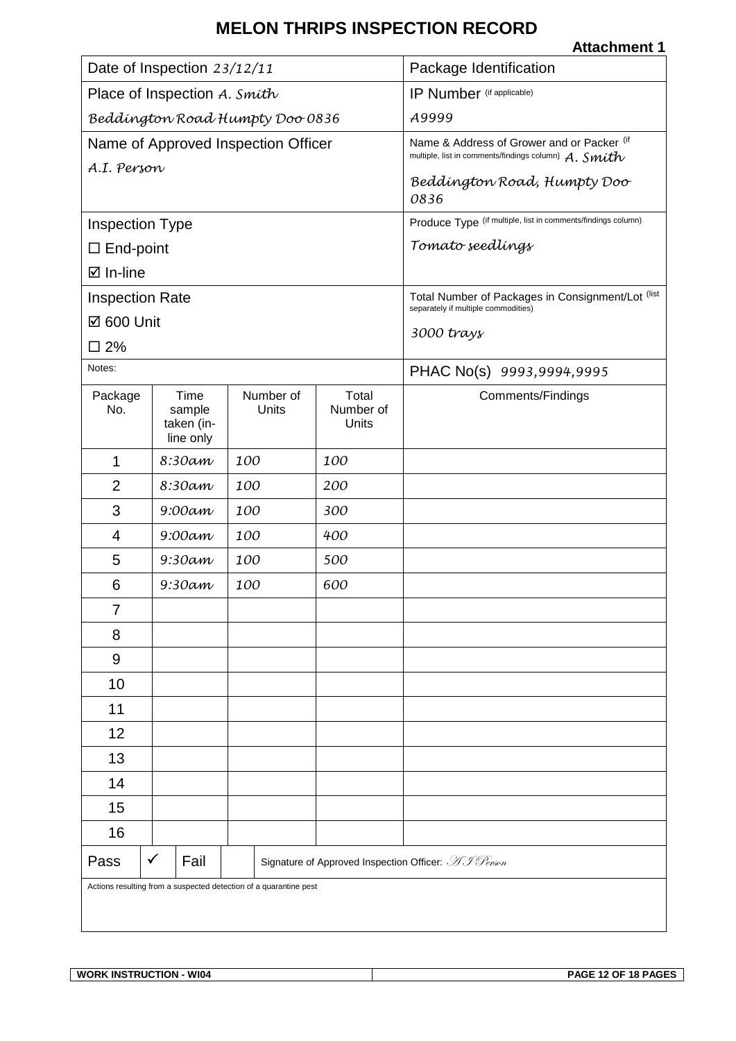# MELON THRIPS INSPECTION RECORD

**Attachment 1**

| Date of Inspection 23/12/11 | Package Identification |
|---|---|
| Place of Inspection A. Smith<br>Beddington Road Humpty Doo 0836 | IP Number (if applicable)<br>A9999 |
| Name of Approved Inspection Officer<br>A.I. Person | Name & Address of Grower and or Packer (if multiple, list in comments/findings column) A. Smith<br>Beddington Road, Humpty Doo 0836 |
| Inspection Type<br>☐ End-point<br>☑ In-line | Produce Type (if multiple, list in comments/findings column)<br>Tomato seedlings |
| Inspection Rate<br>☑ 600 Unit<br>☐ 2% | Total Number of Packages in Consignment/Lot (list separately if multiple commodities)<br>3000 trays |
| Notes: | PHAC No(s) 9993,9994,9995 |

| Package No. | Time sample taken (in-line only | Number of Units | Total Number of Units | Comments/Findings |
|---|---|---|---|---|
| 1 | 8:30am | 100 | 100 | |
| 2 | 8:30am | 100 | 200 | |
| 3 | 9:00am | 100 | 300 | |
| 4 | 9:00am | 100 | 400 | |
| 5 | 9:30am | 100 | 500 | |
| 6 | 9:30am | 100 | 600 | |
| 7 | | | | |
| 8 | | | | |
| 9 | | | | |
| 10 | | | | |
| 11 | | | | |
| 12 | | | | |
| 13 | | | | |
| 14 | | | | |
| 15 | | | | |
| 16 | | | | |

| Pass | ✓ | Fail | | Signature of Approved Inspection Officer: A I Person |
|---|---|---|---|---|

Actions resulting from a suspected detection of a quarantine pest

**WORK INSTRUCTION - WI04**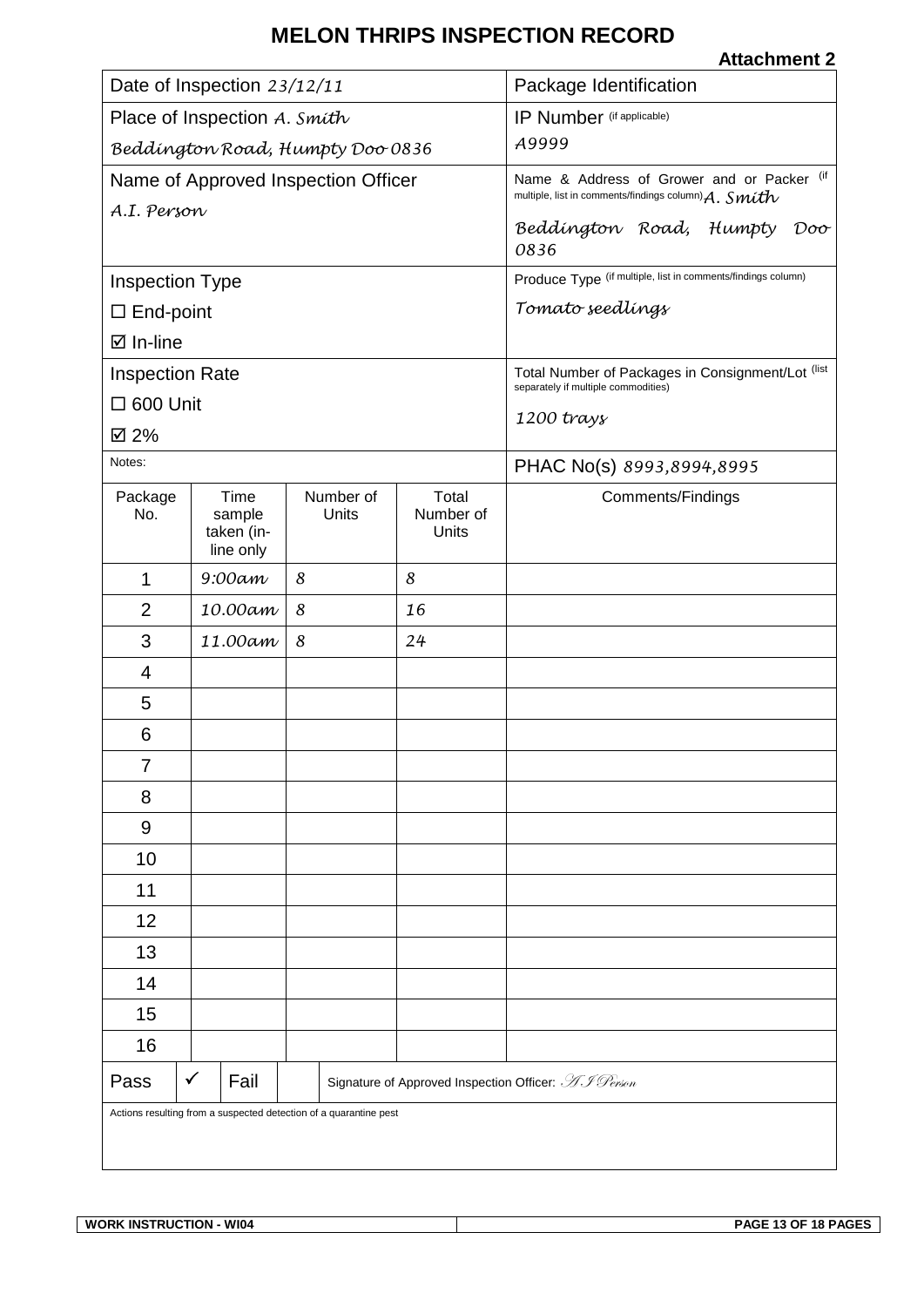# MELON THRIPS INSPECTION RECORD

**Attachment 2**

| | |
|---|---|
| Date of Inspection *23/12/11* | Package Identification |
| Place of Inspection *A. Smith*<br>*Beddington Road, Humpty Doo 0836* | IP Number (if applicable)<br>*A9999* |
| Name of Approved Inspection Officer<br>*A.I. Person* | Name & Address of Grower and or Packer (if multiple, list in comments/findings column) *A. Smith*<br>*Beddington Road, Humpty Doo 0836* |
| Inspection Type<br>☐ End-point<br>☑ In-line | Produce Type (if multiple, list in comments/findings column)<br>*Tomato seedlings* |
| Inspection Rate<br>☐ 600 Unit<br>☑ 2% | Total Number of Packages in Consignment/Lot (list separately if multiple commodities)<br>*1200 trays* |
| Notes: | PHAC No(s) *8993,8994,8995* |

| Package No. | Time sample taken (in-line only | Number of Units | Total Number of Units | Comments/Findings |
|---|---|---|---|---|
| 1 | *9:00am* | *8* | *8* | |
| 2 | *10.00am* | *8* | *16* | |
| 3 | *11.00am* | *8* | *24* | |
| 4 | | | | |
| 5 | | | | |
| 6 | | | | |
| 7 | | | | |
| 8 | | | | |
| 9 | | | | |
| 10 | | | | |
| 11 | | | | |
| 12 | | | | |
| 13 | | | | |
| 14 | | | | |
| 15 | | | | |
| 16 | | | | |

| Pass | ✓ | Fail | | Signature of Approved Inspection Officer: *A I Person* |
|---|---|---|---|---|

Actions resulting from a suspected detection of a quarantine pest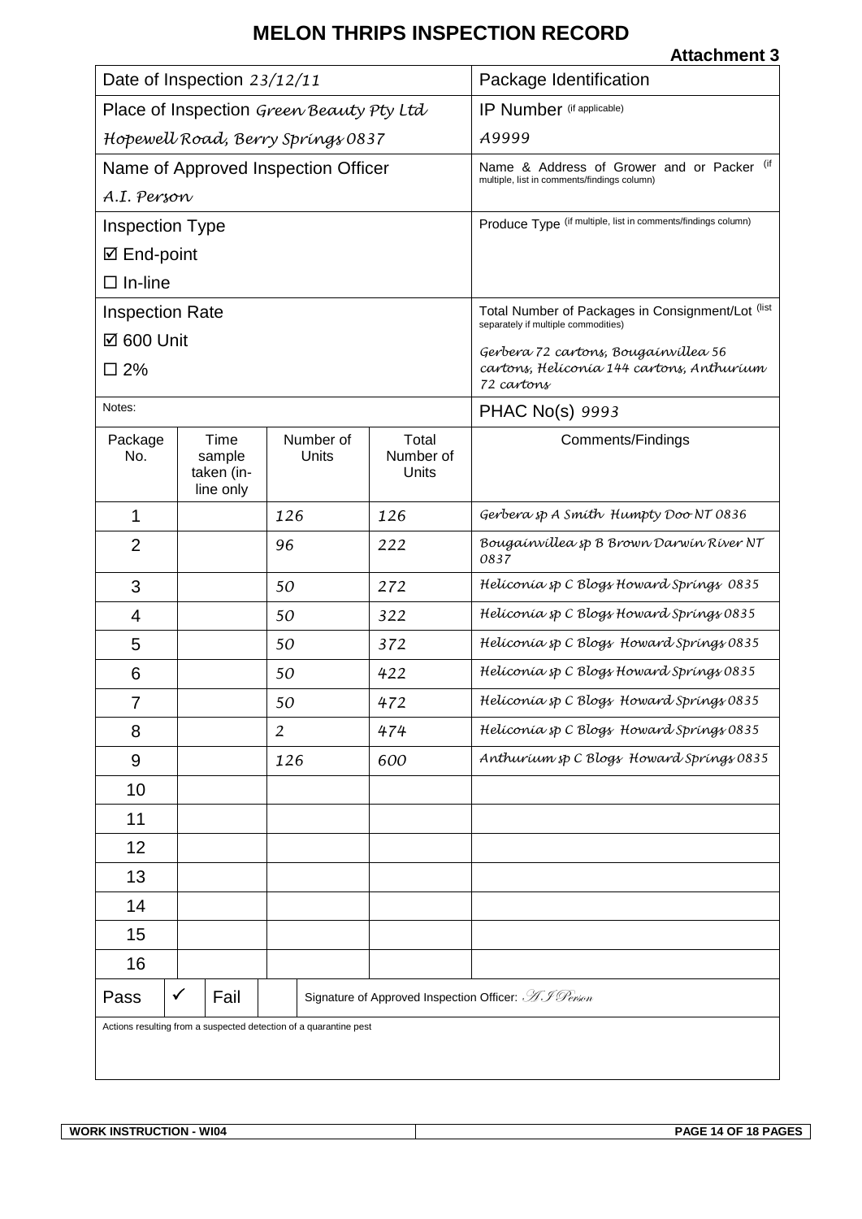# MELON THRIPS INSPECTION RECORD

**Attachment 3**

| | |
|---|---|
| Date of Inspection *23/12/11* | Package Identification |
| Place of Inspection *Green Beauty Pty Ltd* *Hopewell Road, Berry Springs 0837* | IP Number (if applicable) *A9999* |
| Name of Approved Inspection Officer *A.I. Person* | Name & Address of Grower and or Packer (if multiple, list in comments/findings column) |
| Inspection Type ☑ End-point ☐ In-line | Produce Type (if multiple, list in comments/findings column) |
| Inspection Rate ☑ 600 Unit ☐ 2% | Total Number of Packages in Consignment/Lot (list separately if multiple commodities) *Gerbera 72 cartons, Bougainvillea 56 cartons, Heliconia 144 cartons, Anthurium 72 cartons* |
| Notes: | PHAC No(s) *9993* |

| Package No. | Time sample taken (in-line only | Number of Units | Total Number of Units | Comments/Findings |
|---|---|---|---|---|
| 1 | | *126* | *126* | *Gerbera sp A Smith Humpty Doo NT 0836* |
| 2 | | *96* | *222* | *Bougainvillea sp B Brown Darwin River NT 0837* |
| 3 | | *50* | *272* | *Heliconia sp C Blogs Howard Springs 0835* |
| 4 | | *50* | *322* | *Heliconia sp C Blogs Howard Springs 0835* |
| 5 | | *50* | *372* | *Heliconia sp C Blogs Howard Springs 0835* |
| 6 | | *50* | *422* | *Heliconia sp C Blogs Howard Springs 0835* |
| 7 | | *50* | *472* | *Heliconia sp C Blogs Howard Springs 0835* |
| 8 | | *2* | *474* | *Heliconia sp C Blogs Howard Springs 0835* |
| 9 | | *126* | *600* | *Anthurium sp C Blogs Howard Springs 0835* |
| 10 | | | | |
| 11 | | | | |
| 12 | | | | |
| 13 | | | | |
| 14 | | | | |
| 15 | | | | |
| 16 | | | | |

Pass ✓ Fail ☐ Signature of Approved Inspection Officer: *A I Person*

Actions resulting from a suspected detection of a quarantine pest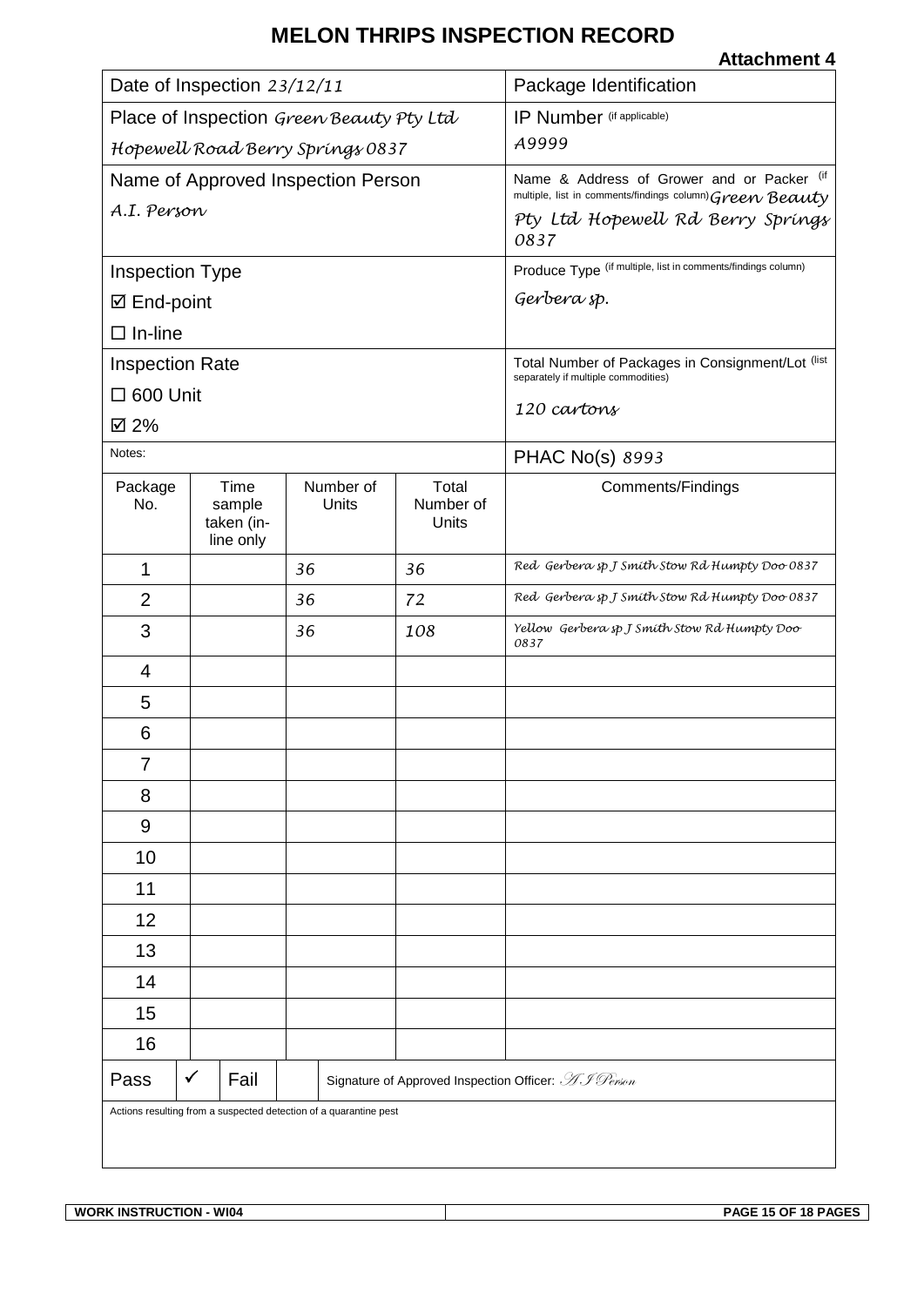# MELON THRIPS INSPECTION RECORD

**Attachment 4**

| | |
|---|---|
| Date of Inspection *23/12/11* | Package Identification |
| Place of Inspection *Green Beauty Pty Ltd Hopewell Road Berry Springs 0837* | IP Number (if applicable) *A9999* |
| Name of Approved Inspection Person *A.I. Person* | Name & Address of Grower and or Packer (if multiple, list in comments/findings column) *Green Beauty Pty Ltd Hopewell Rd Berry Springs 0837* |
| Inspection Type<br>☑ End-point<br>☐ In-line | Produce Type (if multiple, list in comments/findings column)<br>*Gerbera sp.* |
| Inspection Rate<br>☐ 600 Unit<br>☑ 2% | Total Number of Packages in Consignment/Lot (list separately if multiple commodities)<br>*120 cartons* |
| Notes: | PHAC No(s) *8993* |

| Package No. | Time sample taken (in-line only | Number of Units | Total Number of Units | Comments/Findings |
|---|---|---|---|---|
| 1 | | *36* | *36* | *Red Gerbera sp J Smith Stow Rd Humpty Doo 0837* |
| 2 | | *36* | *72* | *Red Gerbera sp J Smith Stow Rd Humpty Doo 0837* |
| 3 | | *36* | *108* | *Yellow Gerbera sp J Smith Stow Rd Humpty Doo 0837* |
| 4 | | | | |
| 5 | | | | |
| 6 | | | | |
| 7 | | | | |
| 8 | | | | |
| 9 | | | | |
| 10 | | | | |
| 11 | | | | |
| 12 | | | | |
| 13 | | | | |
| 14 | | | | |
| 15 | | | | |
| 16 | | | | |

| Pass | ✓ | Fail | | Signature of Approved Inspection Officer: *A I Person* |
|---|---|---|---|---|

Actions resulting from a suspected detection of a quarantine pest

WORK INSTRUCTION - WI04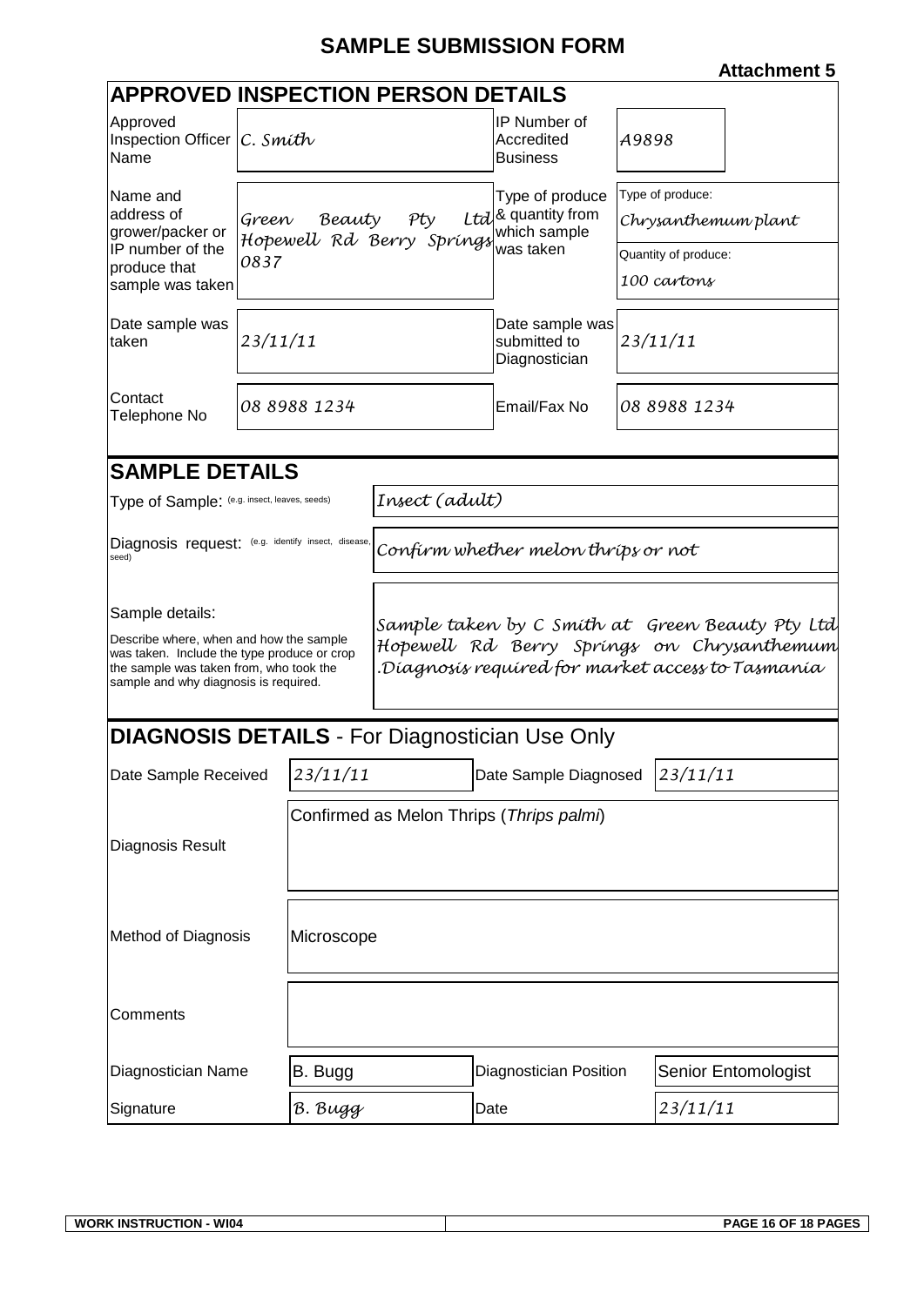# SAMPLE SUBMISSION FORM

**Attachment 5**

## APPROVED INSPECTION PERSON DETAILS

| | | | |
|---|---|---|---|
| Approved Inspection Officer Name | C. Smith | IP Number of Accredited Business | A9898 |
| Name and address of grower/packer or IP number of the produce that sample was taken | Green Beauty Pty Ltd Hopewell Rd Berry Springs 0837 | Type of produce & quantity from which sample was taken | Type of produce: Chrysanthemum plant<br>Quantity of produce: 100 cartons |
| Date sample was taken | 23/11/11 | Date sample was submitted to Diagnostician | 23/11/11 |
| Contact Telephone No | 08 8988 1234 | Email/Fax No | 08 8988 1234 |

## SAMPLE DETAILS

| | |
|---|---|
| Type of Sample: (e.g. insect, leaves, seeds) | Insect (adult) |
| Diagnosis request: (e.g. identify insect, disease, seed) | Confirm whether melon thrips or not |
| Sample details: Describe where, when and how the sample was taken. Include the type produce or crop the sample was taken from, who took the sample and why diagnosis is required. | Sample taken by C Smith at Green Beauty Pty Ltd Hopewell Rd Berry Springs on Chrysanthemum .Diagnosis required for market access to Tasmania |

## DIAGNOSIS DETAILS - For Diagnostician Use Only

| | | | |
|---|---|---|---|
| Date Sample Received | 23/11/11 | Date Sample Diagnosed | 23/11/11 |
| Diagnosis Result | Confirmed as Melon Thrips (*Thrips palmi*) | | |
| Method of Diagnosis | Microscope | | |
| Comments | | | |
| Diagnostician Name | B. Bugg | Diagnostician Position | Senior Entomologist |
| Signature | B. Bugg | Date | 23/11/11 |

WORK INSTRUCTION - WI04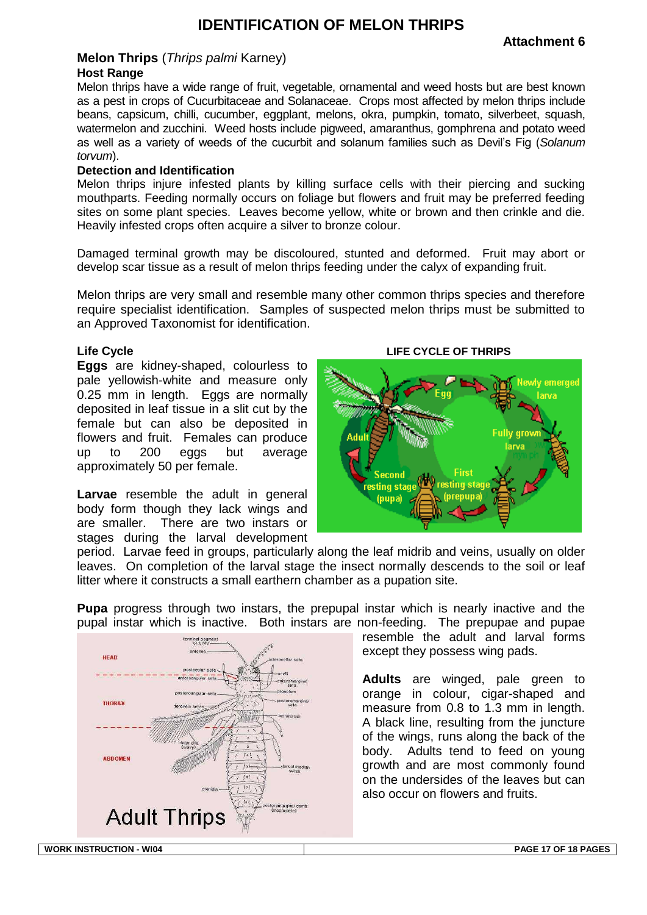# IDENTIFICATION OF MELON THRIPS

**Attachment 6**

### Melon Thrips (*Thrips palmi* Karney)

**Host Range**

Melon thrips have a wide range of fruit, vegetable, ornamental and weed hosts but are best known as a pest in crops of Cucurbitaceae and Solanaceae. Crops most affected by melon thrips include beans, capsicum, chilli, cucumber, eggplant, melons, okra, pumpkin, tomato, silverbeet, squash, watermelon and zucchini. Weed hosts include pigweed, amaranthus, gomphrena and potato weed as well as a variety of weeds of the cucurbit and solanum families such as Devil's Fig (*Solanum torvum*).

**Detection and Identification**

Melon thrips injure infested plants by killing surface cells with their piercing and sucking mouthparts. Feeding normally occurs on foliage but flowers and fruit may be preferred feeding sites on some plant species. Leaves become yellow, white or brown and then crinkle and die. Heavily infested crops often acquire a silver to bronze colour.

Damaged terminal growth may be discoloured, stunted and deformed. Fruit may abort or develop scar tissue as a result of melon thrips feeding under the calyx of expanding fruit.

Melon thrips are very small and resemble many other common thrips species and therefore require specialist identification. Samples of suspected melon thrips must be submitted to an Approved Taxonomist for identification.

**Life Cycle**

**LIFE CYCLE OF THRIPS**

**Eggs** are kidney-shaped, colourless to pale yellowish-white and measure only 0.25 mm in length. Eggs are normally deposited in leaf tissue in a slit cut by the female but can also be deposited in flowers and fruit. Females can produce up to 200 eggs but average approximately 50 per female.

**Larvae** resemble the adult in general body form though they lack wings and are smaller. There are two instars or stages during the larval development period. Larvae feed in groups, particularly along the leaf midrib and veins, usually on older leaves. On completion of the larval stage the insect normally descends to the soil or leaf litter where it constructs a small earthern chamber as a pupation site.

**Pupa** progress through two instars, the prepupal instar which is nearly inactive and the pupal instar which is inactive. Both instars are non-feeding. The prepupae and pupae resemble the adult and larval forms except they possess wing pads.

**Adults** are winged, pale green to orange in colour, cigar-shaped and measure from 0.8 to 1.3 mm in length. A black line, resulting from the juncture of the wings, runs along the back of the body. Adults tend to feed on young growth and are most commonly found on the undersides of the leaves but can also occur on flowers and fruits.

Adult Thrips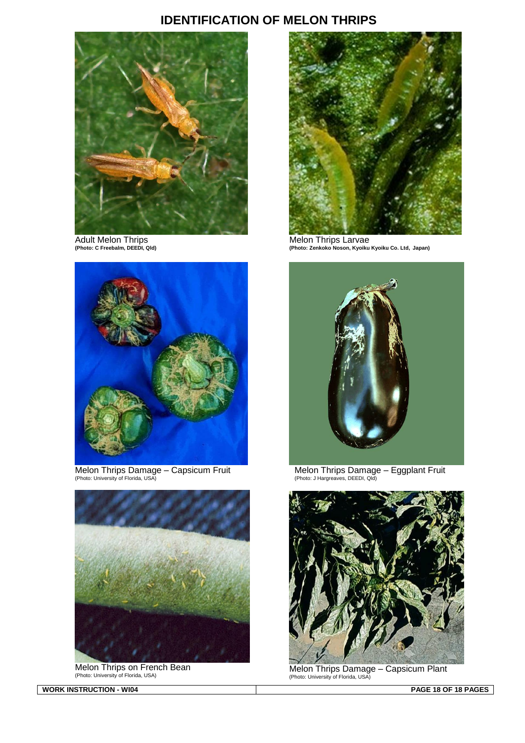# IDENTIFICATION OF MELON THRIPS

Adult Melon Thrips
**(Photo: C Freebalm, DEEDI, Qld)**

Melon Thrips Larvae
**(Photo: Zenkoko Noson, Kyoiku Kyoiku Co. Ltd, Japan)**

Melon Thrips Damage – Capsicum Fruit
(Photo: University of Florida, USA)

Melon Thrips Damage – Eggplant Fruit
(Photo: J Hargreaves, DEEDI, Qld)

Melon Thrips on French Bean
(Photo: University of Florida, USA)

Melon Thrips Damage – Capsicum Plant
(Photo: University of Florida, USA)